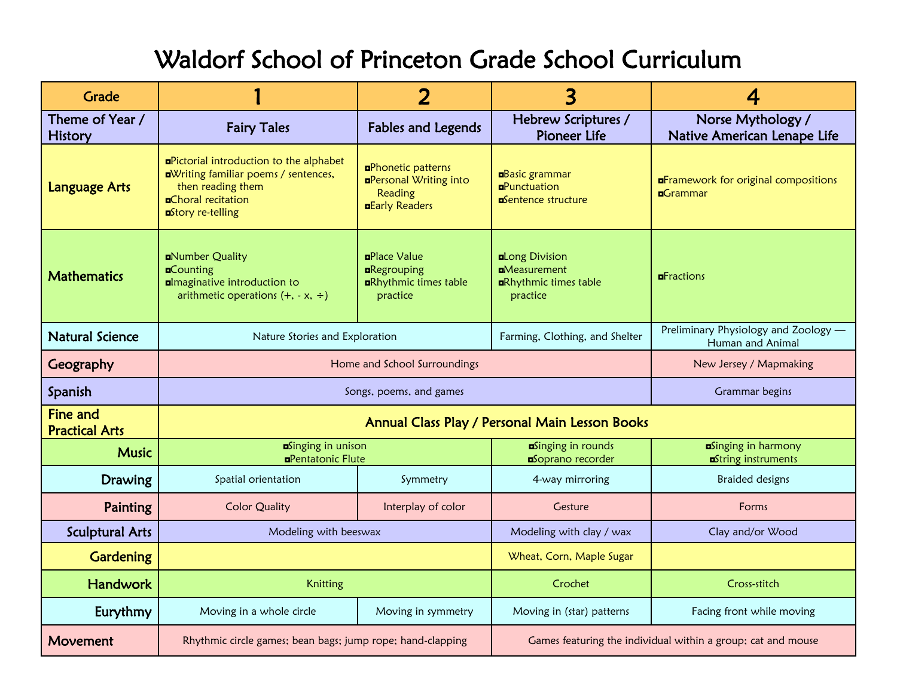# Waldorf School of Princeton Grade School Curriculum

| Grade | 1 | 2 | 3 | 4 |
|---|---|---|---|---|
| Theme of Year / History | Fairy Tales | Fables and Legends | Hebrew Scriptures / Pioneer Life | Norse Mythology / Native American Lenape Life |
| Language Arts | ▫Pictorial introduction to the alphabet<br>▫Writing familiar poems / sentences, then reading them<br>▫Choral recitation<br>▫Story re-telling | ▫Phonetic patterns<br>▫Personal Writing into Reading<br>▫Early Readers | ▫Basic grammar<br>▫Punctuation<br>▫Sentence structure | ▫Framework for original compositions<br>▫Grammar |
| Mathematics | ▫Number Quality<br>▫Counting<br>▫Imaginative introduction to arithmetic operations (+, - x, ÷) | ▫Place Value<br>▫Regrouping<br>▫Rhythmic times table practice | ▫Long Division<br>▫Measurement<br>▫Rhythmic times table practice | ▫Fractions |
| Natural Science | Nature Stories and Exploration | | Farming, Clothing, and Shelter | Preliminary Physiology and Zoology — Human and Animal |
| Geography | Home and School Surroundings | | | New Jersey / Mapmaking |
| Spanish | Songs, poems, and games | | | Grammar begins |
| Fine and Practical Arts | Annual Class Play / Personal Main Lesson Books | | | |
| Music | ▫Singing in unison<br>▫Pentatonic Flute | | ▫Singing in rounds<br>▫Soprano recorder | ▫Singing in harmony<br>▫String instruments |
| Drawing | Spatial orientation | Symmetry | 4-way mirroring | Braided designs |
| Painting | Color Quality | Interplay of color | Gesture | Forms |
| Sculptural Arts | Modeling with beeswax | | Modeling with clay / wax | Clay and/or Wood |
| Gardening | | | Wheat, Corn, Maple Sugar | |
| Handwork | Knitting | | Crochet | Cross-stitch |
| Eurythmy | Moving in a whole circle | Moving in symmetry | Moving in (star) patterns | Facing front while moving |
| Movement | Rhythmic circle games; bean bags; jump rope; hand-clapping | | Games featuring the individual within a group; cat and mouse | |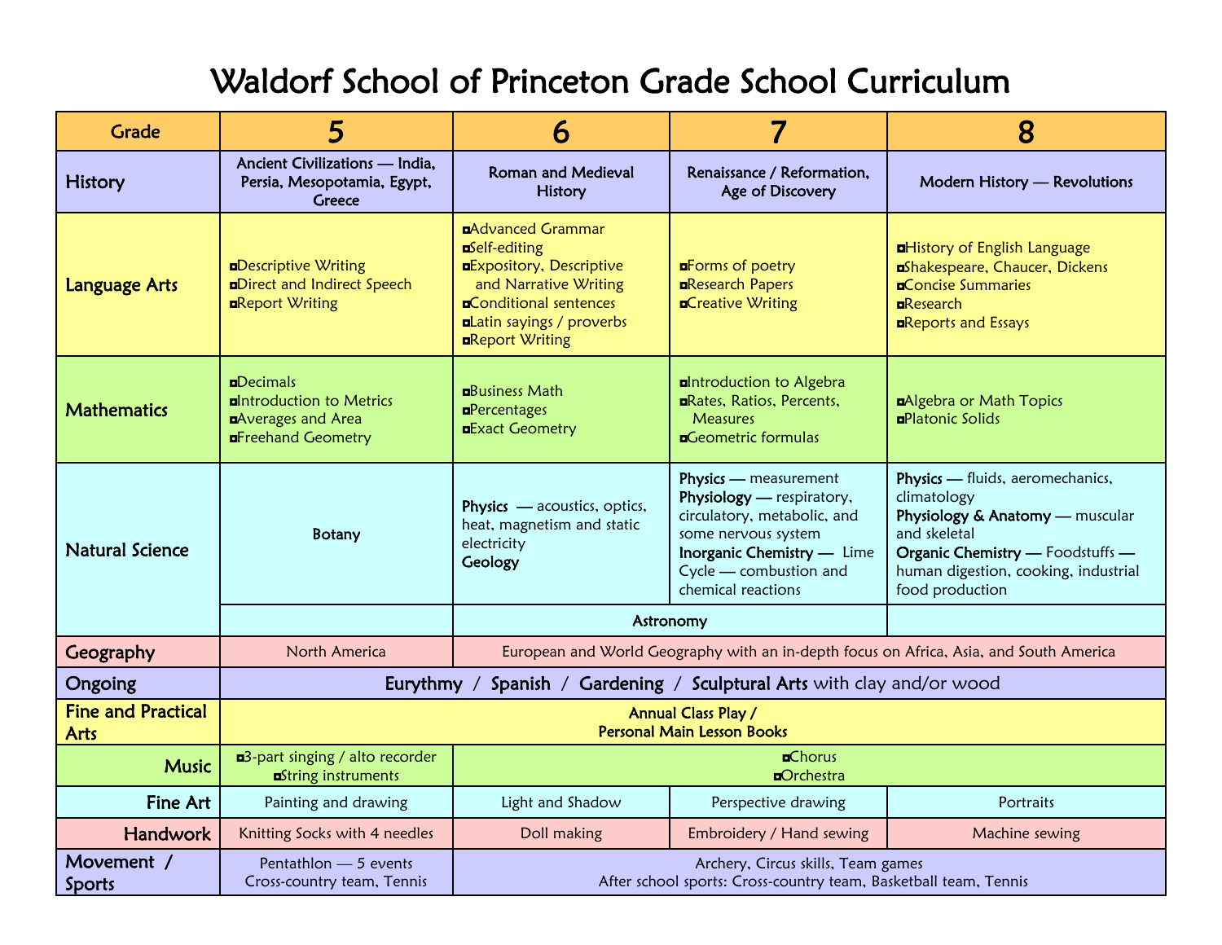# Waldorf School of Princeton Grade School Curriculum

| Grade | 5 | 6 | 7 | 8 |
|---|---|---|---|---|
| History | Ancient Civilizations — India, Persia, Mesopotamia, Egypt, Greece | Roman and Medieval History | Renaissance / Reformation, Age of Discovery | Modern History — Revolutions |
| Language Arts | ▫Descriptive Writing<br>▫Direct and Indirect Speech<br>▫Report Writing | ▫Advanced Grammar<br>▫Self-editing<br>▫Expository, Descriptive and Narrative Writing<br>▫Conditional sentences<br>▫Latin sayings / proverbs<br>▫Report Writing | ▫Forms of poetry<br>▫Research Papers<br>▫Creative Writing | ▫History of English Language<br>▫Shakespeare, Chaucer, Dickens<br>▫Concise Summaries<br>▫Research<br>▫Reports and Essays |
| Mathematics | ▫Decimals<br>▫Introduction to Metrics<br>▫Averages and Area<br>▫Freehand Geometry | ▫Business Math<br>▫Percentages<br>▫Exact Geometry | ▫Introduction to Algebra<br>▫Rates, Ratios, Percents, Measures<br>▫Geometric formulas | ▫Algebra or Math Topics<br>▫Platonic Solids |
| Natural Science | Botany | **Physics** — acoustics, optics, heat, magnetism and static electricity<br>**Geology** | **Physics** — measurement<br>**Physiology** — respiratory, circulatory, metabolic, and some nervous system<br>**Inorganic Chemistry** — Lime Cycle — combustion and chemical reactions | **Physics** — fluids, aeromechanics, climatology<br>**Physiology & Anatomy** — muscular and skeletal<br>**Organic Chemistry** — Foodstuffs — human digestion, cooking, industrial food production |
| | | Astronomy | | |
| Geography | North America | European and World Geography with an in-depth focus on Africa, Asia, and South America | | |
| Ongoing | **Eurythmy** / **Spanish** / **Gardening** / **Sculptural Arts** with clay and/or wood | | | |
| Fine and Practical Arts | Annual Class Play / Personal Main Lesson Books | | | |
| Music | ▫3-part singing / alto recorder<br>▫String instruments | ▫Chorus<br>▫Orchestra | | |
| Fine Art | Painting and drawing | Light and Shadow | Perspective drawing | Portraits |
| Handwork | Knitting Socks with 4 needles | Doll making | Embroidery / Hand sewing | Machine sewing |
| Movement / Sports | Pentathlon — 5 events<br>Cross-country team, Tennis | Archery, Circus skills, Team games<br>After school sports: Cross-country team, Basketball team, Tennis | | |